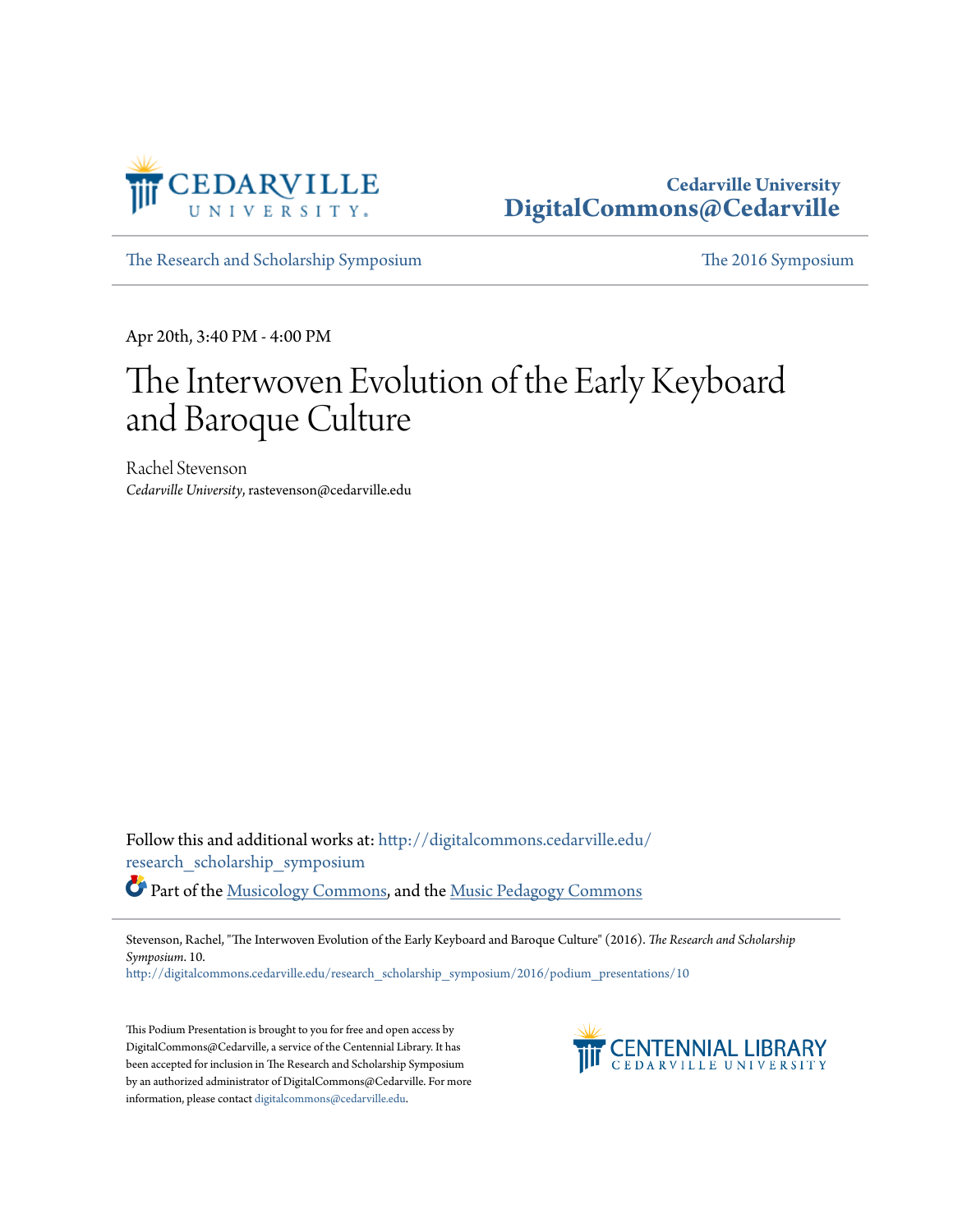Cedarville University
DigitalCommons@Cedarville

The Research and Scholarship Symposium | The 2016 Symposium

Apr 20th, 3:40 PM - 4:00 PM

# The Interwoven Evolution of the Early Keyboard and Baroque Culture

Rachel Stevenson
*Cedarville University*, rastevenson@cedarville.edu

Follow this and additional works at: http://digitalcommons.cedarville.edu/research_scholarship_symposium

Part of the Musicology Commons, and the Music Pedagogy Commons

Stevenson, Rachel, "The Interwoven Evolution of the Early Keyboard and Baroque Culture" (2016). *The Research and Scholarship Symposium*. 10.
http://digitalcommons.cedarville.edu/research_scholarship_symposium/2016/podium_presentations/10

This Podium Presentation is brought to you for free and open access by DigitalCommons@Cedarville, a service of the Centennial Library. It has been accepted for inclusion in The Research and Scholarship Symposium by an authorized administrator of DigitalCommons@Cedarville. For more information, please contact digitalcommons@cedarville.edu.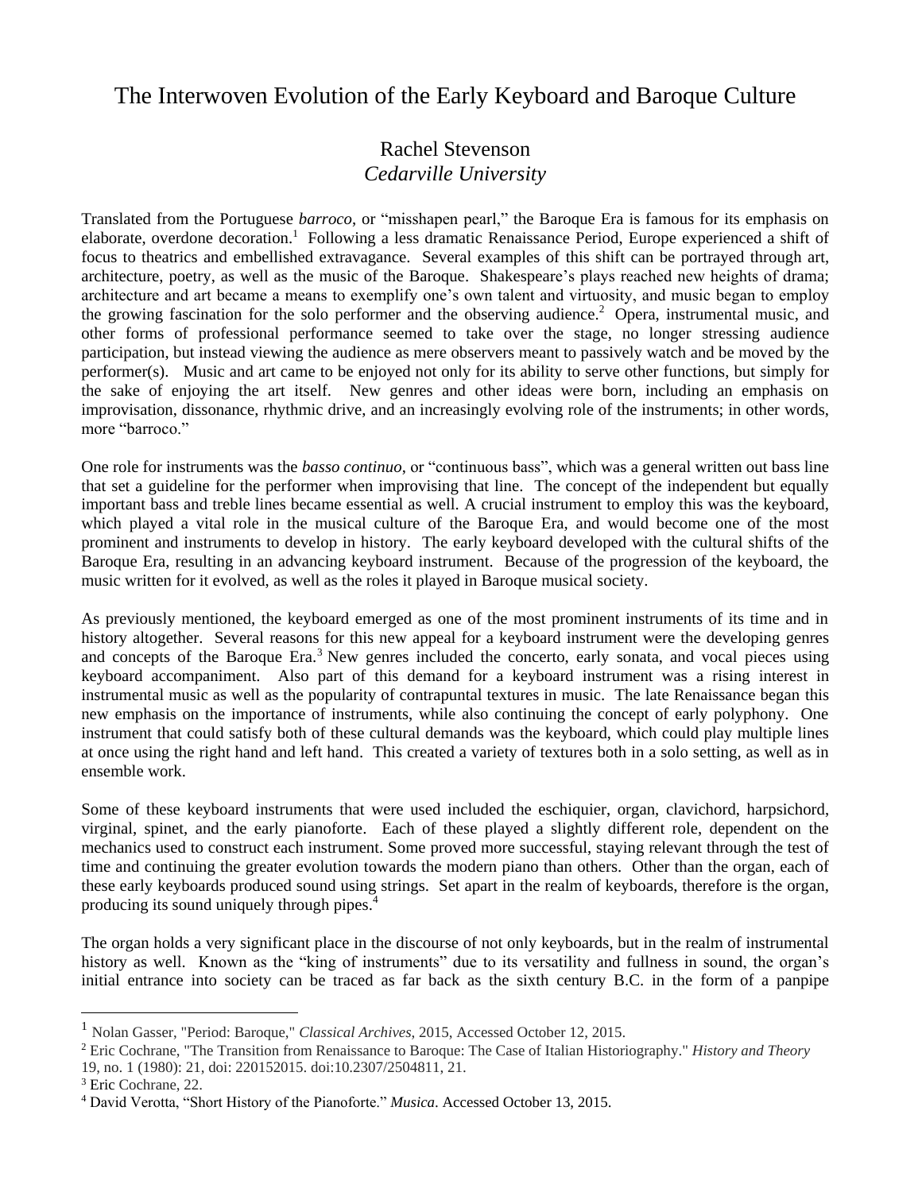# The Interwoven Evolution of the Early Keyboard and Baroque Culture

Rachel Stevenson
*Cedarville University*

Translated from the Portuguese *barroco*, or "misshapen pearl," the Baroque Era is famous for its emphasis on elaborate, overdone decoration.[1] Following a less dramatic Renaissance Period, Europe experienced a shift of focus to theatrics and embellished extravagance. Several examples of this shift can be portrayed through art, architecture, poetry, as well as the music of the Baroque. Shakespeare's plays reached new heights of drama; architecture and art became a means to exemplify one's own talent and virtuosity, and music began to employ the growing fascination for the solo performer and the observing audience.[2] Opera, instrumental music, and other forms of professional performance seemed to take over the stage, no longer stressing audience participation, but instead viewing the audience as mere observers meant to passively watch and be moved by the performer(s). Music and art came to be enjoyed not only for its ability to serve other functions, but simply for the sake of enjoying the art itself. New genres and other ideas were born, including an emphasis on improvisation, dissonance, rhythmic drive, and an increasingly evolving role of the instruments; in other words, more "barroco."

One role for instruments was the *basso continuo*, or "continuous bass", which was a general written out bass line that set a guideline for the performer when improvising that line. The concept of the independent but equally important bass and treble lines became essential as well. A crucial instrument to employ this was the keyboard, which played a vital role in the musical culture of the Baroque Era, and would become one of the most prominent and instruments to develop in history. The early keyboard developed with the cultural shifts of the Baroque Era, resulting in an advancing keyboard instrument. Because of the progression of the keyboard, the music written for it evolved, as well as the roles it played in Baroque musical society.

As previously mentioned, the keyboard emerged as one of the most prominent instruments of its time and in history altogether. Several reasons for this new appeal for a keyboard instrument were the developing genres and concepts of the Baroque Era.[3] New genres included the concerto, early sonata, and vocal pieces using keyboard accompaniment. Also part of this demand for a keyboard instrument was a rising interest in instrumental music as well as the popularity of contrapuntal textures in music. The late Renaissance began this new emphasis on the importance of instruments, while also continuing the concept of early polyphony. One instrument that could satisfy both of these cultural demands was the keyboard, which could play multiple lines at once using the right hand and left hand. This created a variety of textures both in a solo setting, as well as in ensemble work.

Some of these keyboard instruments that were used included the eschiquier, organ, clavichord, harpsichord, virginal, spinet, and the early pianoforte. Each of these played a slightly different role, dependent on the mechanics used to construct each instrument. Some proved more successful, staying relevant through the test of time and continuing the greater evolution towards the modern piano than others. Other than the organ, each of these early keyboards produced sound using strings. Set apart in the realm of keyboards, therefore is the organ, producing its sound uniquely through pipes.[4]

The organ holds a very significant place in the discourse of not only keyboards, but in the realm of instrumental history as well. Known as the "king of instruments" due to its versatility and fullness in sound, the organ's initial entrance into society can be traced as far back as the sixth century B.C. in the form of a panpipe

---

[1] Nolan Gasser, "Period: Baroque," *Classical Archives*, 2015, Accessed October 12, 2015.

[2] Eric Cochrane, "The Transition from Renaissance to Baroque: The Case of Italian Historiography." *History and Theory* 19, no. 1 (1980): 21, doi: 220152015. doi:10.2307/2504811, 21.

[3] Eric Cochrane, 22.

[4] David Verotta, "Short History of the Pianoforte." *Musica*. Accessed October 13, 2015.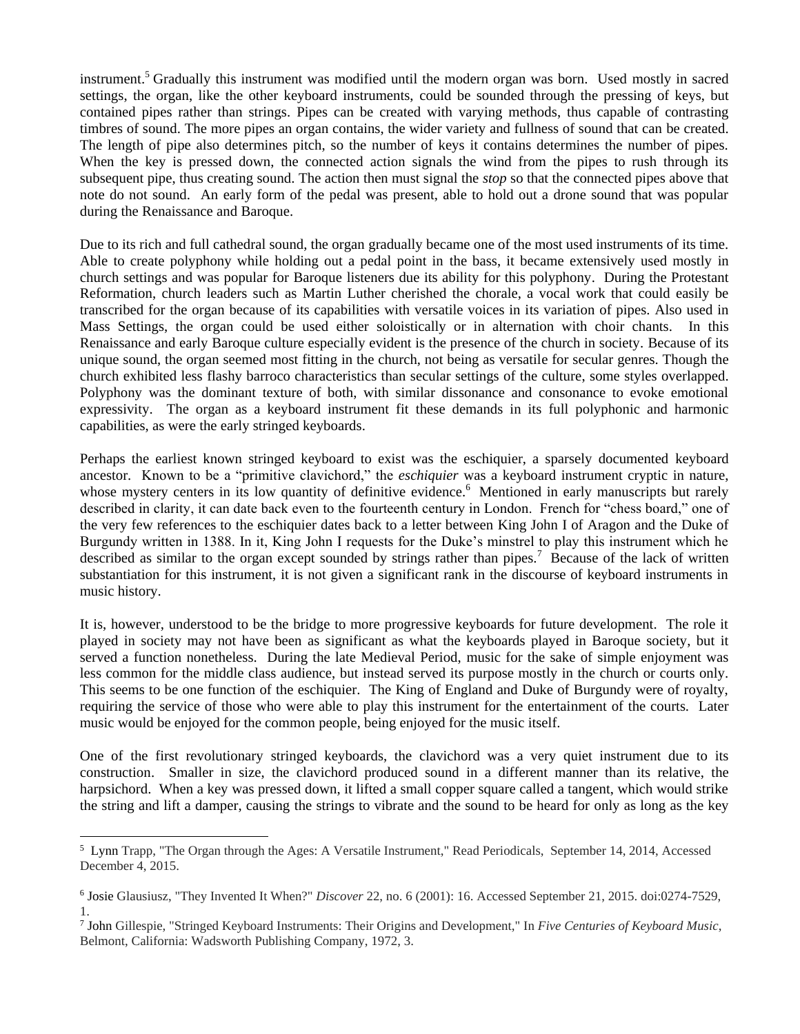instrument.[5] Gradually this instrument was modified until the modern organ was born. Used mostly in sacred settings, the organ, like the other keyboard instruments, could be sounded through the pressing of keys, but contained pipes rather than strings. Pipes can be created with varying methods, thus capable of contrasting timbres of sound. The more pipes an organ contains, the wider variety and fullness of sound that can be created. The length of pipe also determines pitch, so the number of keys it contains determines the number of pipes. When the key is pressed down, the connected action signals the wind from the pipes to rush through its subsequent pipe, thus creating sound. The action then must signal the *stop* so that the connected pipes above that note do not sound. An early form of the pedal was present, able to hold out a drone sound that was popular during the Renaissance and Baroque.

Due to its rich and full cathedral sound, the organ gradually became one of the most used instruments of its time. Able to create polyphony while holding out a pedal point in the bass, it became extensively used mostly in church settings and was popular for Baroque listeners due its ability for this polyphony. During the Protestant Reformation, church leaders such as Martin Luther cherished the chorale, a vocal work that could easily be transcribed for the organ because of its capabilities with versatile voices in its variation of pipes. Also used in Mass Settings, the organ could be used either soloistically or in alternation with choir chants. In this Renaissance and early Baroque culture especially evident is the presence of the church in society. Because of its unique sound, the organ seemed most fitting in the church, not being as versatile for secular genres. Though the church exhibited less flashy barroco characteristics than secular settings of the culture, some styles overlapped. Polyphony was the dominant texture of both, with similar dissonance and consonance to evoke emotional expressivity. The organ as a keyboard instrument fit these demands in its full polyphonic and harmonic capabilities, as were the early stringed keyboards.

Perhaps the earliest known stringed keyboard to exist was the eschiquier, a sparsely documented keyboard ancestor. Known to be a "primitive clavichord," the *eschiquier* was a keyboard instrument cryptic in nature, whose mystery centers in its low quantity of definitive evidence.[6] Mentioned in early manuscripts but rarely described in clarity, it can date back even to the fourteenth century in London. French for "chess board," one of the very few references to the eschiquier dates back to a letter between King John I of Aragon and the Duke of Burgundy written in 1388. In it, King John I requests for the Duke's minstrel to play this instrument which he described as similar to the organ except sounded by strings rather than pipes.[7] Because of the lack of written substantiation for this instrument, it is not given a significant rank in the discourse of keyboard instruments in music history.

It is, however, understood to be the bridge to more progressive keyboards for future development. The role it played in society may not have been as significant as what the keyboards played in Baroque society, but it served a function nonetheless. During the late Medieval Period, music for the sake of simple enjoyment was less common for the middle class audience, but instead served its purpose mostly in the church or courts only. This seems to be one function of the eschiquier. The King of England and Duke of Burgundy were of royalty, requiring the service of those who were able to play this instrument for the entertainment of the courts. Later music would be enjoyed for the common people, being enjoyed for the music itself.

One of the first revolutionary stringed keyboards, the clavichord was a very quiet instrument due to its construction. Smaller in size, the clavichord produced sound in a different manner than its relative, the harpsichord. When a key was pressed down, it lifted a small copper square called a tangent, which would strike the string and lift a damper, causing the strings to vibrate and the sound to be heard for only as long as the key

---

[5] Lynn Trapp, "The Organ through the Ages: A Versatile Instrument," Read Periodicals, September 14, 2014, Accessed December 4, 2015.

[6] Josie Glausiusz, "They Invented It When?" *Discover* 22, no. 6 (2001): 16. Accessed September 21, 2015. doi:0274-7529, 1.

[7] John Gillespie, "Stringed Keyboard Instruments: Their Origins and Development," In *Five Centuries of Keyboard Music*, Belmont, California: Wadsworth Publishing Company, 1972, 3.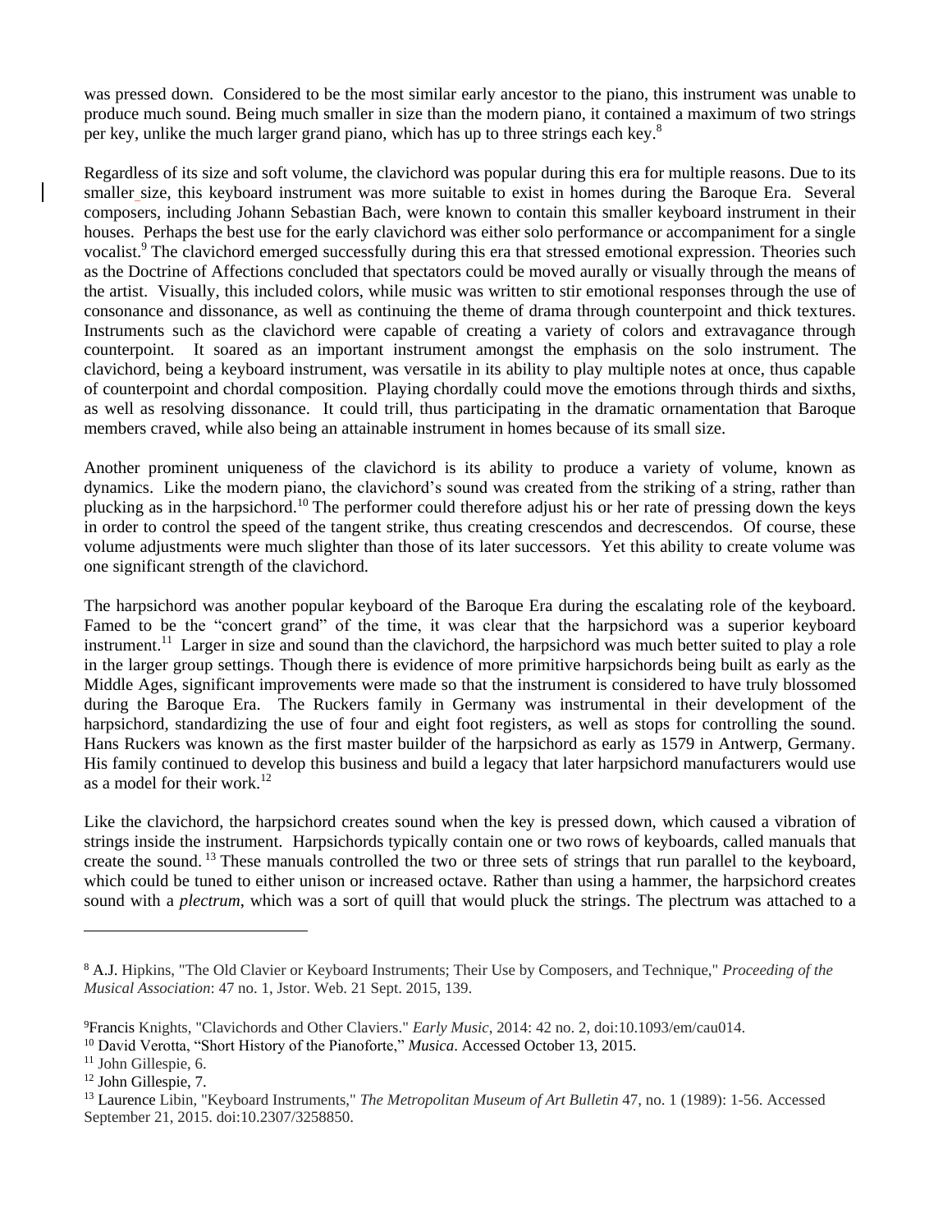was pressed down. Considered to be the most similar early ancestor to the piano, this instrument was unable to produce much sound. Being much smaller in size than the modern piano, it contained a maximum of two strings per key, unlike the much larger grand piano, which has up to three strings each key.[8]

Regardless of its size and soft volume, the clavichord was popular during this era for multiple reasons. Due to its smaller size, this keyboard instrument was more suitable to exist in homes during the Baroque Era. Several composers, including Johann Sebastian Bach, were known to contain this smaller keyboard instrument in their houses. Perhaps the best use for the early clavichord was either solo performance or accompaniment for a single vocalist.[9] The clavichord emerged successfully during this era that stressed emotional expression. Theories such as the Doctrine of Affections concluded that spectators could be moved aurally or visually through the means of the artist. Visually, this included colors, while music was written to stir emotional responses through the use of consonance and dissonance, as well as continuing the theme of drama through counterpoint and thick textures. Instruments such as the clavichord were capable of creating a variety of colors and extravagance through counterpoint. It soared as an important instrument amongst the emphasis on the solo instrument. The clavichord, being a keyboard instrument, was versatile in its ability to play multiple notes at once, thus capable of counterpoint and chordal composition. Playing chordally could move the emotions through thirds and sixths, as well as resolving dissonance. It could trill, thus participating in the dramatic ornamentation that Baroque members craved, while also being an attainable instrument in homes because of its small size.

Another prominent uniqueness of the clavichord is its ability to produce a variety of volume, known as dynamics. Like the modern piano, the clavichord's sound was created from the striking of a string, rather than plucking as in the harpsichord.[10] The performer could therefore adjust his or her rate of pressing down the keys in order to control the speed of the tangent strike, thus creating crescendos and decrescendos. Of course, these volume adjustments were much slighter than those of its later successors. Yet this ability to create volume was one significant strength of the clavichord.

The harpsichord was another popular keyboard of the Baroque Era during the escalating role of the keyboard. Famed to be the "concert grand" of the time, it was clear that the harpsichord was a superior keyboard instrument.[11] Larger in size and sound than the clavichord, the harpsichord was much better suited to play a role in the larger group settings. Though there is evidence of more primitive harpsichords being built as early as the Middle Ages, significant improvements were made so that the instrument is considered to have truly blossomed during the Baroque Era. The Ruckers family in Germany was instrumental in their development of the harpsichord, standardizing the use of four and eight foot registers, as well as stops for controlling the sound. Hans Ruckers was known as the first master builder of the harpsichord as early as 1579 in Antwerp, Germany. His family continued to develop this business and build a legacy that later harpsichord manufacturers would use as a model for their work.[12]

Like the clavichord, the harpsichord creates sound when the key is pressed down, which caused a vibration of strings inside the instrument. Harpsichords typically contain one or two rows of keyboards, called manuals that create the sound. [13] These manuals controlled the two or three sets of strings that run parallel to the keyboard, which could be tuned to either unison or increased octave. Rather than using a hammer, the harpsichord creates sound with a *plectrum*, which was a sort of quill that would pluck the strings. The plectrum was attached to a

---

[8] A.J. Hipkins, "The Old Clavier or Keyboard Instruments; Their Use by Composers, and Technique," *Proceeding of the Musical Association*: 47 no. 1, Jstor. Web. 21 Sept. 2015, 139.

[9] Francis Knights, "Clavichords and Other Claviers." *Early Music*, 2014: 42 no. 2, doi:10.1093/em/cau014.

[10] David Verotta, "Short History of the Pianoforte," *Musica*. Accessed October 13, 2015.

[11] John Gillespie, 6.

[12] John Gillespie, 7.

[13] Laurence Libin, "Keyboard Instruments," *The Metropolitan Museum of Art Bulletin* 47, no. 1 (1989): 1-56. Accessed September 21, 2015. doi:10.2307/3258850.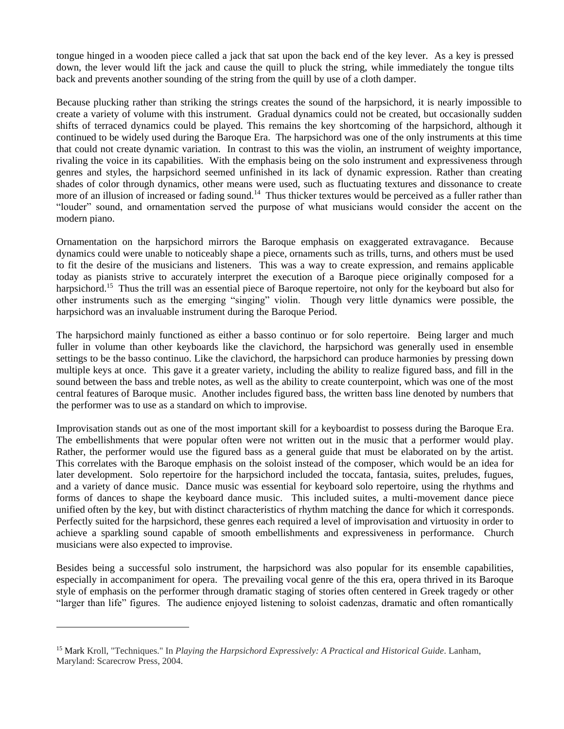tongue hinged in a wooden piece called a jack that sat upon the back end of the key lever. As a key is pressed down, the lever would lift the jack and cause the quill to pluck the string, while immediately the tongue tilts back and prevents another sounding of the string from the quill by use of a cloth damper.

Because plucking rather than striking the strings creates the sound of the harpsichord, it is nearly impossible to create a variety of volume with this instrument. Gradual dynamics could not be created, but occasionally sudden shifts of terraced dynamics could be played. This remains the key shortcoming of the harpsichord, although it continued to be widely used during the Baroque Era. The harpsichord was one of the only instruments at this time that could not create dynamic variation. In contrast to this was the violin, an instrument of weighty importance, rivaling the voice in its capabilities. With the emphasis being on the solo instrument and expressiveness through genres and styles, the harpsichord seemed unfinished in its lack of dynamic expression. Rather than creating shades of color through dynamics, other means were used, such as fluctuating textures and dissonance to create more of an illusion of increased or fading sound.[14] Thus thicker textures would be perceived as a fuller rather than "louder" sound, and ornamentation served the purpose of what musicians would consider the accent on the modern piano.

Ornamentation on the harpsichord mirrors the Baroque emphasis on exaggerated extravagance. Because dynamics could were unable to noticeably shape a piece, ornaments such as trills, turns, and others must be used to fit the desire of the musicians and listeners. This was a way to create expression, and remains applicable today as pianists strive to accurately interpret the execution of a Baroque piece originally composed for a harpsichord.[15] Thus the trill was an essential piece of Baroque repertoire, not only for the keyboard but also for other instruments such as the emerging "singing" violin. Though very little dynamics were possible, the harpsichord was an invaluable instrument during the Baroque Period.

The harpsichord mainly functioned as either a basso continuo or for solo repertoire. Being larger and much fuller in volume than other keyboards like the clavichord, the harpsichord was generally used in ensemble settings to be the basso continuo. Like the clavichord, the harpsichord can produce harmonies by pressing down multiple keys at once. This gave it a greater variety, including the ability to realize figured bass, and fill in the sound between the bass and treble notes, as well as the ability to create counterpoint, which was one of the most central features of Baroque music. Another includes figured bass, the written bass line denoted by numbers that the performer was to use as a standard on which to improvise.

Improvisation stands out as one of the most important skill for a keyboardist to possess during the Baroque Era. The embellishments that were popular often were not written out in the music that a performer would play. Rather, the performer would use the figured bass as a general guide that must be elaborated on by the artist. This correlates with the Baroque emphasis on the soloist instead of the composer, which would be an idea for later development. Solo repertoire for the harpsichord included the toccata, fantasia, suites, preludes, fugues, and a variety of dance music. Dance music was essential for keyboard solo repertoire, using the rhythms and forms of dances to shape the keyboard dance music. This included suites, a multi-movement dance piece unified often by the key, but with distinct characteristics of rhythm matching the dance for which it corresponds. Perfectly suited for the harpsichord, these genres each required a level of improvisation and virtuosity in order to achieve a sparkling sound capable of smooth embellishments and expressiveness in performance. Church musicians were also expected to improvise.

Besides being a successful solo instrument, the harpsichord was also popular for its ensemble capabilities, especially in accompaniment for opera. The prevailing vocal genre of the this era, opera thrived in its Baroque style of emphasis on the performer through dramatic staging of stories often centered in Greek tragedy or other "larger than life" figures. The audience enjoyed listening to soloist cadenzas, dramatic and often romantically

---

[15] Mark Kroll, "Techniques." In *Playing the Harpsichord Expressively: A Practical and Historical Guide*. Lanham, Maryland: Scarecrow Press, 2004.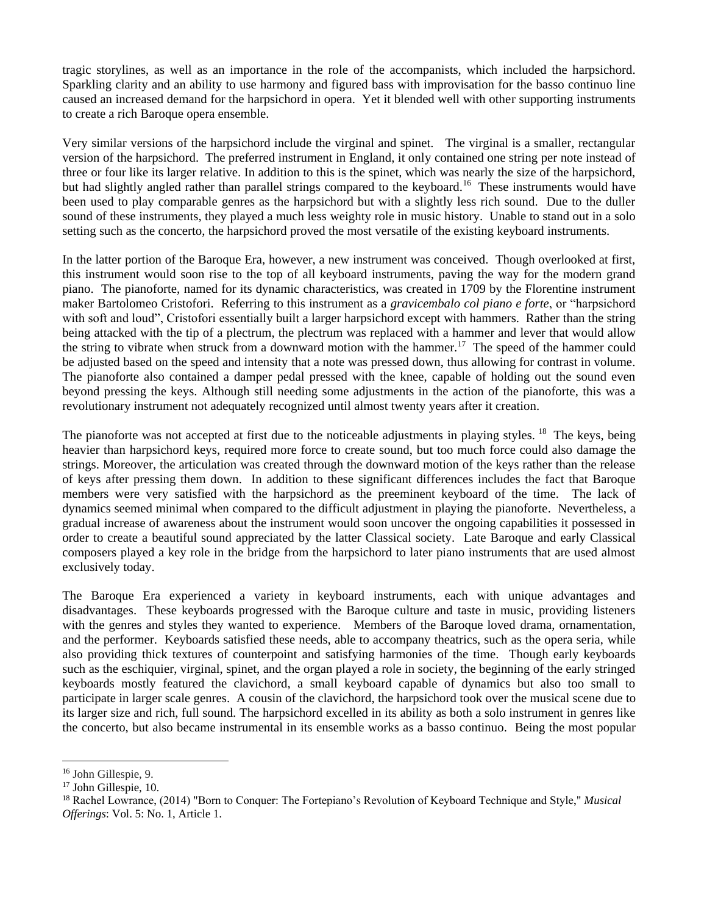tragic storylines, as well as an importance in the role of the accompanists, which included the harpsichord. Sparkling clarity and an ability to use harmony and figured bass with improvisation for the basso continuo line caused an increased demand for the harpsichord in opera. Yet it blended well with other supporting instruments to create a rich Baroque opera ensemble.

Very similar versions of the harpsichord include the virginal and spinet. The virginal is a smaller, rectangular version of the harpsichord. The preferred instrument in England, it only contained one string per note instead of three or four like its larger relative. In addition to this is the spinet, which was nearly the size of the harpsichord, but had slightly angled rather than parallel strings compared to the keyboard.[16] These instruments would have been used to play comparable genres as the harpsichord but with a slightly less rich sound. Due to the duller sound of these instruments, they played a much less weighty role in music history. Unable to stand out in a solo setting such as the concerto, the harpsichord proved the most versatile of the existing keyboard instruments.

In the latter portion of the Baroque Era, however, a new instrument was conceived. Though overlooked at first, this instrument would soon rise to the top of all keyboard instruments, paving the way for the modern grand piano. The pianoforte, named for its dynamic characteristics, was created in 1709 by the Florentine instrument maker Bartolomeo Cristofori. Referring to this instrument as a *gravicembalo col piano e forte*, or "harpsichord with soft and loud", Cristofori essentially built a larger harpsichord except with hammers. Rather than the string being attacked with the tip of a plectrum, the plectrum was replaced with a hammer and lever that would allow the string to vibrate when struck from a downward motion with the hammer.[17] The speed of the hammer could be adjusted based on the speed and intensity that a note was pressed down, thus allowing for contrast in volume. The pianoforte also contained a damper pedal pressed with the knee, capable of holding out the sound even beyond pressing the keys. Although still needing some adjustments in the action of the pianoforte, this was a revolutionary instrument not adequately recognized until almost twenty years after it creation.

The pianoforte was not accepted at first due to the noticeable adjustments in playing styles.[18] The keys, being heavier than harpsichord keys, required more force to create sound, but too much force could also damage the strings. Moreover, the articulation was created through the downward motion of the keys rather than the release of keys after pressing them down. In addition to these significant differences includes the fact that Baroque members were very satisfied with the harpsichord as the preeminent keyboard of the time. The lack of dynamics seemed minimal when compared to the difficult adjustment in playing the pianoforte. Nevertheless, a gradual increase of awareness about the instrument would soon uncover the ongoing capabilities it possessed in order to create a beautiful sound appreciated by the latter Classical society. Late Baroque and early Classical composers played a key role in the bridge from the harpsichord to later piano instruments that are used almost exclusively today.

The Baroque Era experienced a variety in keyboard instruments, each with unique advantages and disadvantages. These keyboards progressed with the Baroque culture and taste in music, providing listeners with the genres and styles they wanted to experience. Members of the Baroque loved drama, ornamentation, and the performer. Keyboards satisfied these needs, able to accompany theatrics, such as the opera seria, while also providing thick textures of counterpoint and satisfying harmonies of the time. Though early keyboards such as the eschiquier, virginal, spinet, and the organ played a role in society, the beginning of the early stringed keyboards mostly featured the clavichord, a small keyboard capable of dynamics but also too small to participate in larger scale genres. A cousin of the clavichord, the harpsichord took over the musical scene due to its larger size and rich, full sound. The harpsichord excelled in its ability as both a solo instrument in genres like the concerto, but also became instrumental in its ensemble works as a basso continuo. Being the most popular

---

[16] John Gillespie, 9.

[17] John Gillespie, 10.

[18] Rachel Lowrance, (2014) "Born to Conquer: The Fortepiano's Revolution of Keyboard Technique and Style," *Musical Offerings*: Vol. 5: No. 1, Article 1.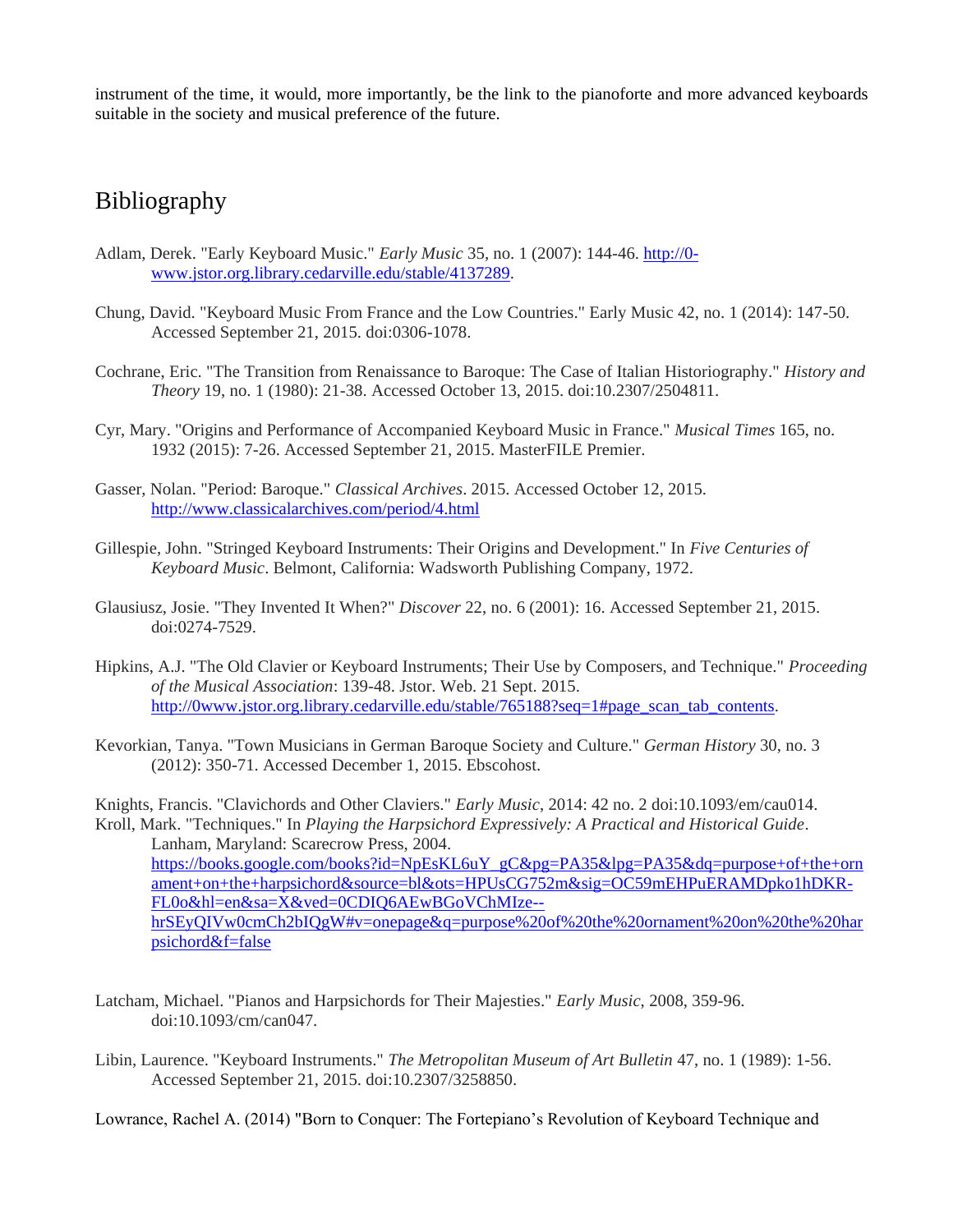instrument of the time, it would, more importantly, be the link to the pianoforte and more advanced keyboards suitable in the society and musical preference of the future.

## Bibliography

Adlam, Derek. "Early Keyboard Music." *Early Music* 35, no. 1 (2007): 144-46. http://0-www.jstor.org.library.cedarville.edu/stable/4137289.

Chung, David. "Keyboard Music From France and the Low Countries." Early Music 42, no. 1 (2014): 147-50. Accessed September 21, 2015. doi:0306-1078.

Cochrane, Eric. "The Transition from Renaissance to Baroque: The Case of Italian Historiography." *History and Theory* 19, no. 1 (1980): 21-38. Accessed October 13, 2015. doi:10.2307/2504811.

Cyr, Mary. "Origins and Performance of Accompanied Keyboard Music in France." *Musical Times* 165, no. 1932 (2015): 7-26. Accessed September 21, 2015. MasterFILE Premier.

Gasser, Nolan. "Period: Baroque." *Classical Archives*. 2015. Accessed October 12, 2015. http://www.classicalarchives.com/period/4.html

Gillespie, John. "Stringed Keyboard Instruments: Their Origins and Development." In *Five Centuries of Keyboard Music*. Belmont, California: Wadsworth Publishing Company, 1972.

Glausiusz, Josie. "They Invented It When?" *Discover* 22, no. 6 (2001): 16. Accessed September 21, 2015. doi:0274-7529.

Hipkins, A.J. "The Old Clavier or Keyboard Instruments; Their Use by Composers, and Technique." *Proceeding of the Musical Association*: 139-48. Jstor. Web. 21 Sept. 2015. http://0www.jstor.org.library.cedarville.edu/stable/765188?seq=1#page_scan_tab_contents.

Kevorkian, Tanya. "Town Musicians in German Baroque Society and Culture." *German History* 30, no. 3 (2012): 350-71. Accessed December 1, 2015. Ebscohost.

Knights, Francis. "Clavichords and Other Claviers." *Early Music*, 2014: 42 no. 2 doi:10.1093/em/cau014.

Kroll, Mark. "Techniques." In *Playing the Harpsichord Expressively: A Practical and Historical Guide*. Lanham, Maryland: Scarecrow Press, 2004. https://books.google.com/books?id=NpEsKL6uY_gC&pg=PA35&lpg=PA35&dq=purpose+of+the+ornament+on+the+harpsichord&source=bl&ots=HPUsCG752m&sig=OC59mEHPuERAMDpko1hDKR-FL0o&hl=en&sa=X&ved=0CDIQ6AEwBGoVChMIze--hrSEyQIVw0cmCh2bIQgW#v=onepage&q=purpose%20of%20the%20ornament%20on%20the%20harpsichord&f=false

Latcham, Michael. "Pianos and Harpsichords for Their Majesties." *Early Music*, 2008, 359-96. doi:10.1093/cm/can047.

Libin, Laurence. "Keyboard Instruments." *The Metropolitan Museum of Art Bulletin* 47, no. 1 (1989): 1-56. Accessed September 21, 2015. doi:10.2307/3258850.

Lowrance, Rachel A. (2014) "Born to Conquer: The Fortepiano's Revolution of Keyboard Technique and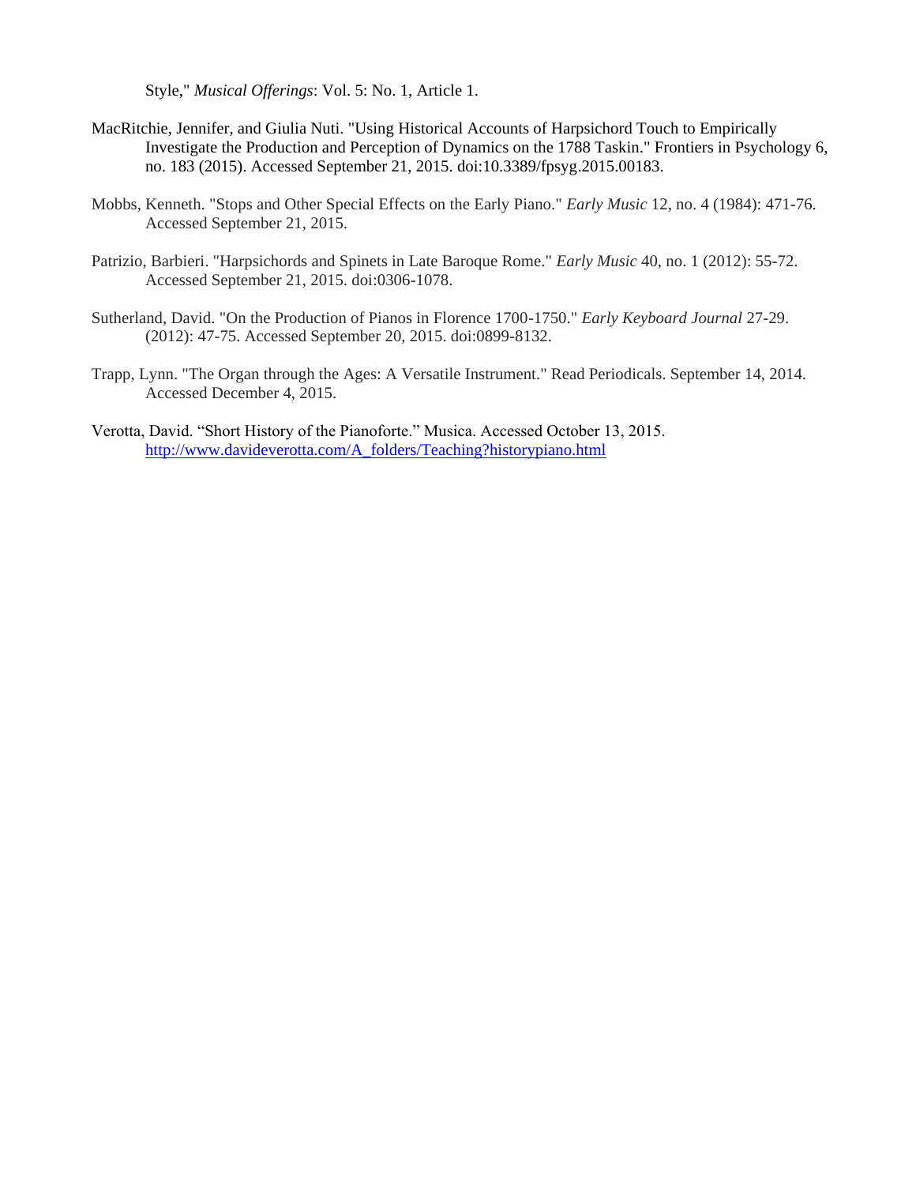Style," *Musical Offerings*: Vol. 5: No. 1, Article 1.

MacRitchie, Jennifer, and Giulia Nuti. "Using Historical Accounts of Harpsichord Touch to Empirically Investigate the Production and Perception of Dynamics on the 1788 Taskin." Frontiers in Psychology 6, no. 183 (2015). Accessed September 21, 2015. doi:10.3389/fpsyg.2015.00183.

Mobbs, Kenneth. "Stops and Other Special Effects on the Early Piano." *Early Music* 12, no. 4 (1984): 471-76. Accessed September 21, 2015.

Patrizio, Barbieri. "Harpsichords and Spinets in Late Baroque Rome." *Early Music* 40, no. 1 (2012): 55-72. Accessed September 21, 2015. doi:0306-1078.

Sutherland, David. "On the Production of Pianos in Florence 1700-1750." *Early Keyboard Journal* 27-29. (2012): 47-75. Accessed September 20, 2015. doi:0899-8132.

Trapp, Lynn. "The Organ through the Ages: A Versatile Instrument." Read Periodicals. September 14, 2014. Accessed December 4, 2015.

Verotta, David. "Short History of the Pianoforte." Musica. Accessed October 13, 2015. http://www.davideverotta.com/A_folders/Teaching?historypiano.html